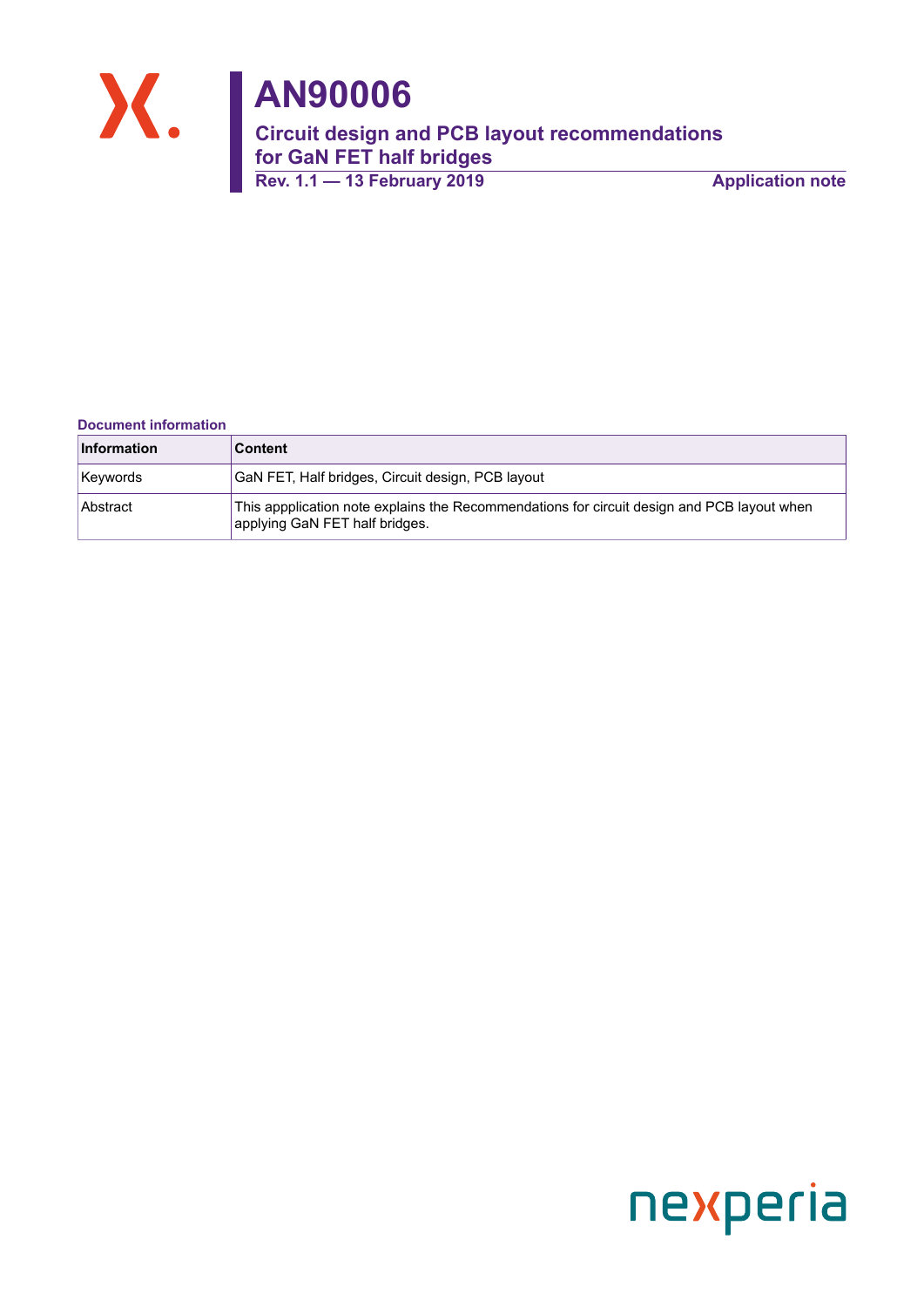# AN90006

## Circuit design and PCB layout recommendations for GaN FET half bridges

**Rev. 1.1 — 13 February 2019** **Application note**

**Document information**

| Information | Content |
|---|---|
| Keywords | GaN FET, Half bridges, Circuit design, PCB layout |
| Abstract | This appplication note explains the Recommendations for circuit design and PCB layout when applying GaN FET half bridges. |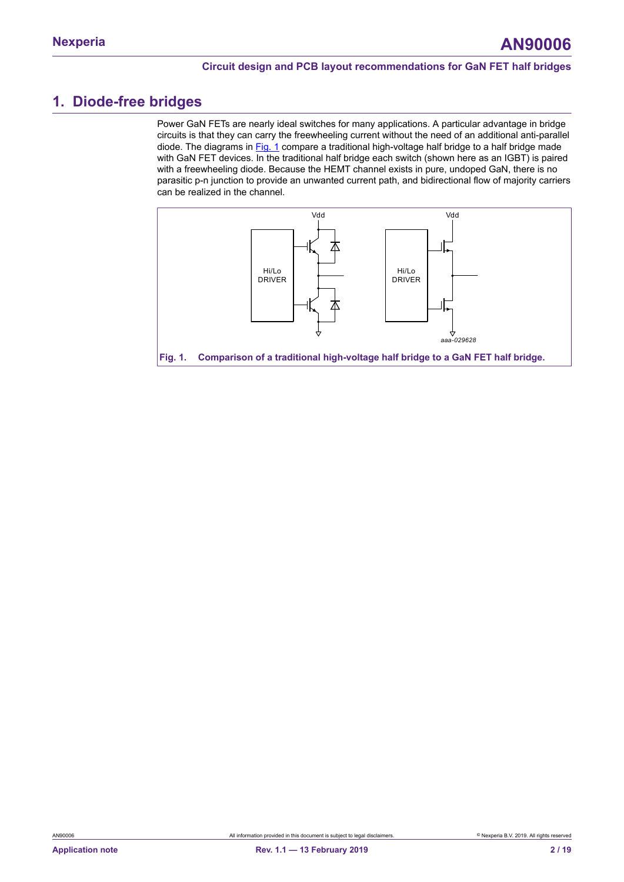# 1. Diode-free bridges

Power GaN FETs are nearly ideal switches for many applications. A particular advantage in bridge circuits is that they can carry the freewheeling current without the need of an additional anti-parallel diode. The diagrams in Fig. 1 compare a traditional high-voltage half bridge to a half bridge made with GaN FET devices. In the traditional half bridge each switch (shown here as an IGBT) is paired with a freewheeling diode. Because the HEMT channel exists in pure, undoped GaN, there is no parasitic p-n junction to provide an unwanted current path, and bidirectional flow of majority carriers can be realized in the channel.

**Fig. 1. Comparison of a traditional high-voltage half bridge to a GaN FET half bridge.**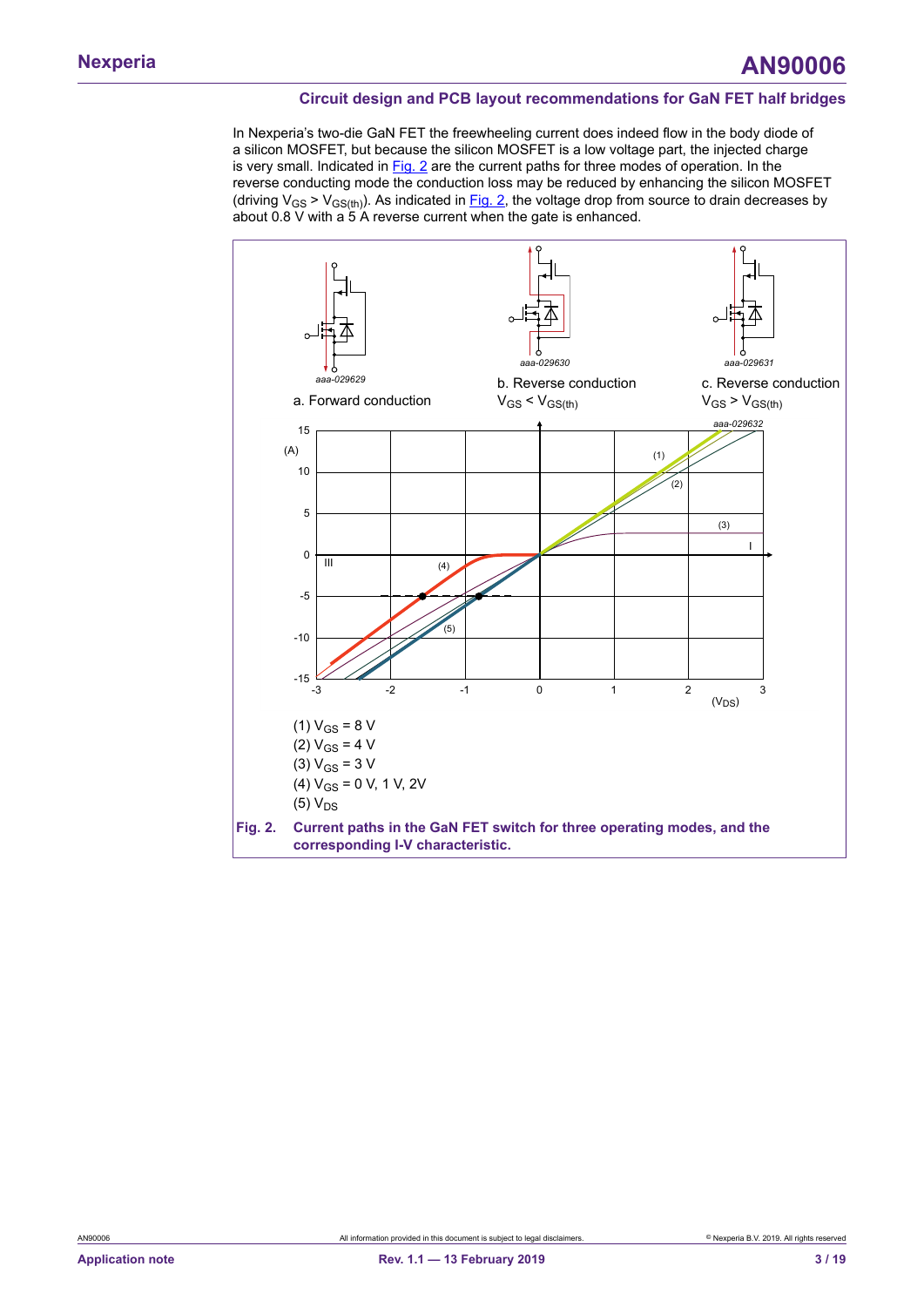In Nexperia's two-die GaN FET the freewheeling current does indeed flow in the body diode of a silicon MOSFET, but because the silicon MOSFET is a low voltage part, the injected charge is very small. Indicated in Fig. 2 are the current paths for three modes of operation. In the reverse conducting mode the conduction loss may be reduced by enhancing the silicon MOSFET (driving $V_{GS} > V_{GS(th)}$). As indicated in Fig. 2, the voltage drop from source to drain decreases by about 0.8 V with a 5 A reverse current when the gate is enhanced.

a. Forward conduction

b. Reverse conduction $V_{GS} < V_{GS(th)}$

c. Reverse conduction $V_{GS} > V_{GS(th)}$

(1) $V_{GS}$ = 8 V
(2) $V_{GS}$ = 4 V
(3) $V_{GS}$ = 3 V
(4) $V_{GS}$ = 0 V, 1 V, 2V
(5) $V_{DS}$

**Fig. 2. Current paths in the GaN FET switch for three operating modes, and the corresponding I-V characteristic.**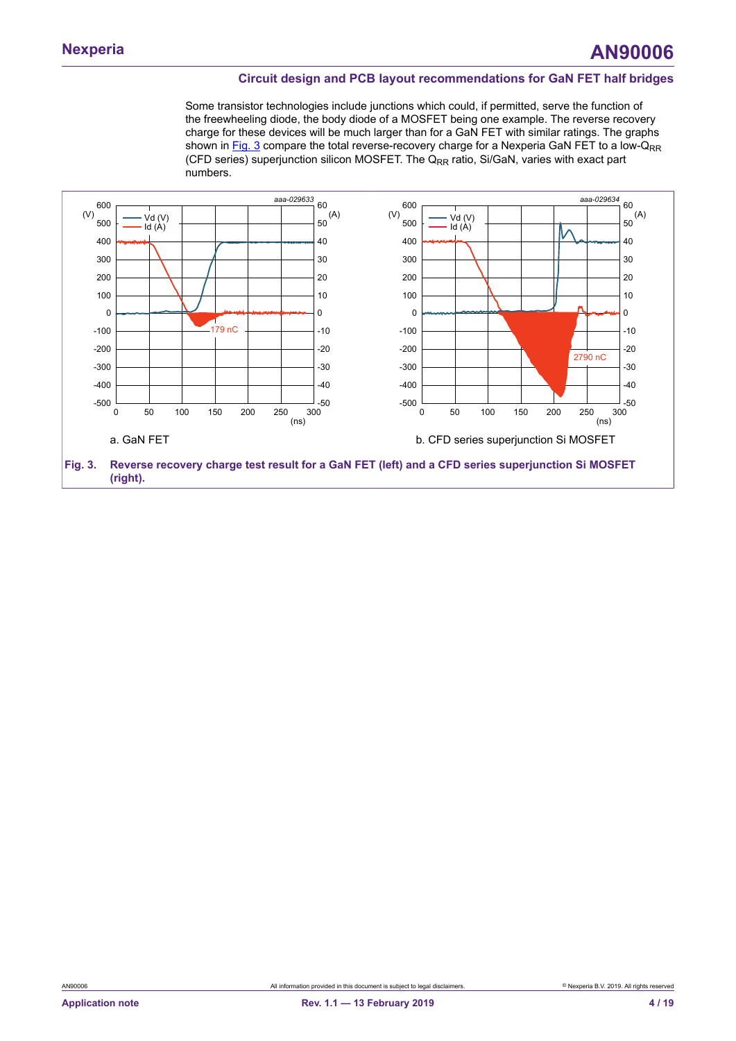Some transistor technologies include junctions which could, if permitted, serve the function of the freewheeling diode, the body diode of a MOSFET being one example. The reverse recovery charge for these devices will be much larger than for a GaN FET with similar ratings. The graphs shown in Fig. 3 compare the total reverse-recovery charge for a Nexperia GaN FET to a low-$Q_{RR}$ (CFD series) superjunction silicon MOSFET. The $Q_{RR}$ ratio, Si/GaN, varies with exact part numbers.

a. GaN FET

b. CFD series superjunction Si MOSFET

**Fig. 3. Reverse recovery charge test result for a GaN FET (left) and a CFD series superjunction Si MOSFET (right).**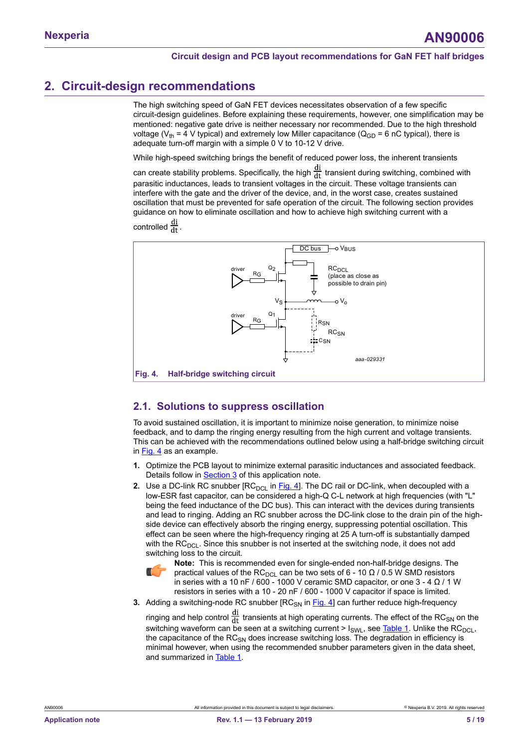## 2. Circuit-design recommendations

The high switching speed of GaN FET devices necessitates observation of a few specific circuit-design guidelines. Before explaining these requirements, however, one simplification may be mentioned: negative gate drive is neither necessary nor recommended. Due to the high threshold voltage ($V_{th}$ = 4 V typical) and extremely low Miller capacitance ($Q_{GD}$ = 6 nC typical), there is adequate turn-off margin with a simple 0 V to 10-12 V drive.

While high-speed switching brings the benefit of reduced power loss, the inherent transients can create stability problems. Specifically, the high $\frac{di}{dt}$ transient during switching, combined with parasitic inductances, leads to transient voltages in the circuit. These voltage transients can interfere with the gate and the driver of the device, and, in the worst case, creates sustained oscillation that must be prevented for safe operation of the circuit. The following section provides guidance on how to eliminate oscillation and how to achieve high switching current with a controlled $\frac{di}{dt}$.

Fig. 4. Half-bridge switching circuit

### 2.1. Solutions to suppress oscillation

To avoid sustained oscillation, it is important to minimize noise generation, to minimize noise feedback, and to damp the ringing energy resulting from the high current and voltage transients. This can be achieved with the recommendations outlined below using a half-bridge switching circuit in Fig. 4 as an example.

1. Optimize the PCB layout to minimize external parasitic inductances and associated feedback. Details follow in Section 3 of this application note.
2. Use a DC-link RC snubber [$RC_{DCL}$ in Fig. 4]. The DC rail or DC-link, when decoupled with a low-ESR fast capacitor, can be considered a high-Q C-L network at high frequencies (with "L" being the feed inductance of the DC bus). This can interact with the devices during transients and lead to ringing. Adding an RC snubber across the DC-link close to the drain pin of the high-side device can effectively absorb the ringing energy, suppressing potential oscillation. This effect can be seen where the high-frequency ringing at 25 A turn-off is substantially damped with the $RC_{DCL}$. Since this snubber is not inserted at the switching node, it does not add switching loss to the circuit.

   **Note:** This is recommended even for single-ended non-half-bridge designs. The practical values of the $RC_{DCL}$ can be two sets of 6 - 10 Ω / 0.5 W SMD resistors in series with a 10 nF / 600 - 1000 V ceramic SMD capacitor, or one 3 - 4 Ω / 1 W resistors in series with a 10 - 20 nF / 600 - 1000 V capacitor if space is limited.
3. Adding a switching-node RC snubber [$RC_{SN}$ in Fig. 4] can further reduce high-frequency ringing and help control $\frac{di}{dt}$ transients at high operating currents. The effect of the $RC_{SN}$ on the switching waveform can be seen at a switching current > $I_{SWL}$, see Table 1. Unlike the $RC_{DCL}$, the capacitance of the $RC_{SN}$ does increase switching loss. The degradation in efficiency is minimal however, when using the recommended snubber parameters given in the data sheet, and summarized in Table 1.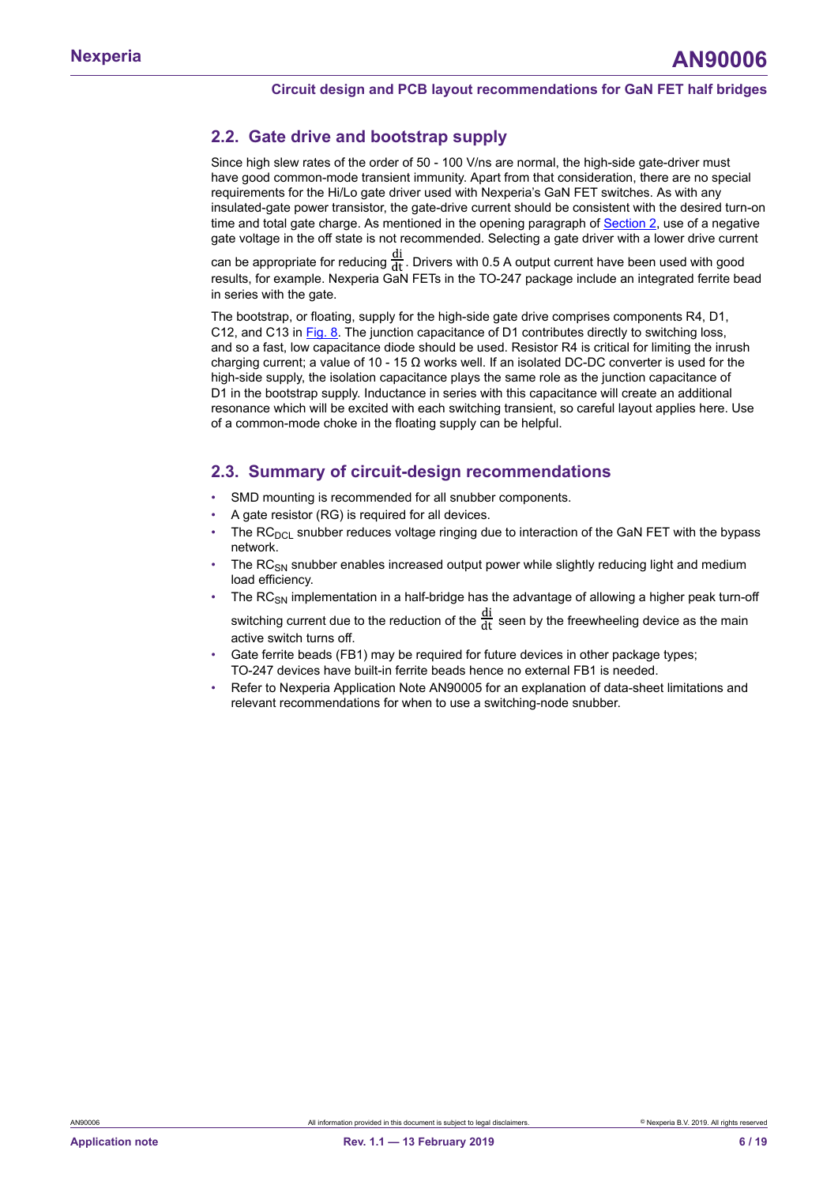## 2.2. Gate drive and bootstrap supply

Since high slew rates of the order of 50 - 100 V/ns are normal, the high-side gate-driver must have good common-mode transient immunity. Apart from that consideration, there are no special requirements for the Hi/Lo gate driver used with Nexperia's GaN FET switches. As with any insulated-gate power transistor, the gate-drive current should be consistent with the desired turn-on time and total gate charge. As mentioned in the opening paragraph of Section 2, use of a negative gate voltage in the off state is not recommended. Selecting a gate driver with a lower drive current can be appropriate for reducing $\frac{di}{dt}$. Drivers with 0.5 A output current have been used with good results, for example. Nexperia GaN FETs in the TO-247 package include an integrated ferrite bead in series with the gate.

The bootstrap, or floating, supply for the high-side gate drive comprises components R4, D1, C12, and C13 in Fig. 8. The junction capacitance of D1 contributes directly to switching loss, and so a fast, low capacitance diode should be used. Resistor R4 is critical for limiting the inrush charging current; a value of 10 - 15 Ω works well. If an isolated DC-DC converter is used for the high-side supply, the isolation capacitance plays the same role as the junction capacitance of D1 in the bootstrap supply. Inductance in series with this capacitance will create an additional resonance which will be excited with each switching transient, so careful layout applies here. Use of a common-mode choke in the floating supply can be helpful.

## 2.3. Summary of circuit-design recommendations

- SMD mounting is recommended for all snubber components.
- A gate resistor (RG) is required for all devices.
- The $RC_{DCL}$ snubber reduces voltage ringing due to interaction of the GaN FET with the bypass network.
- The $RC_{SN}$ snubber enables increased output power while slightly reducing light and medium load efficiency.
- The $RC_{SN}$ implementation in a half-bridge has the advantage of allowing a higher peak turn-off switching current due to the reduction of the $\frac{di}{dt}$ seen by the freewheeling device as the main active switch turns off.
- Gate ferrite beads (FB1) may be required for future devices in other package types; TO-247 devices have built-in ferrite beads hence no external FB1 is needed.
- Refer to Nexperia Application Note AN90005 for an explanation of data-sheet limitations and relevant recommendations for when to use a switching-node snubber.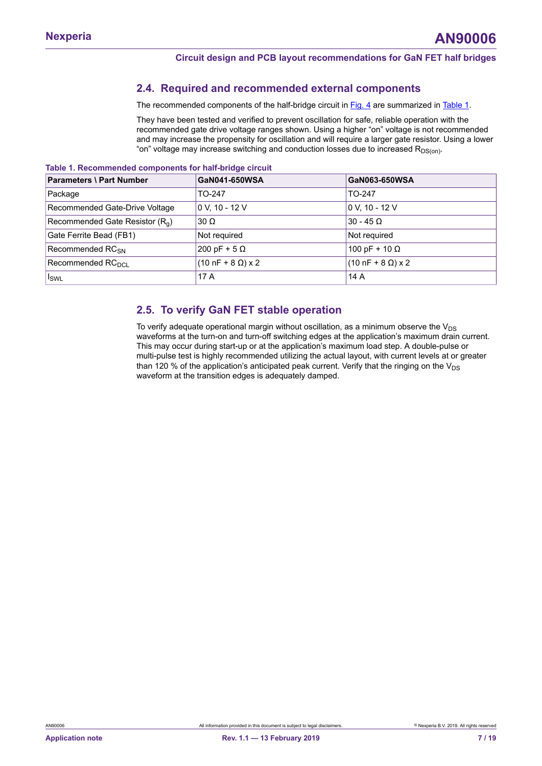## 2.4. Required and recommended external components

The recommended components of the half-bridge circuit in Fig. 4 are summarized in Table 1.

They have been tested and verified to prevent oscillation for safe, reliable operation with the recommended gate drive voltage ranges shown. Using a higher "on" voltage is not recommended and may increase the propensity for oscillation and will require a larger gate resistor. Using a lower "on" voltage may increase switching and conduction losses due to increased $R_{DS(on)}$.

**Table 1. Recommended components for half-bridge circuit**

| Parameters \ Part Number | GaN041-650WSA | GaN063-650WSA |
|---|---|---|
| Package | TO-247 | TO-247 |
| Recommended Gate-Drive Voltage | 0 V, 10 - 12 V | 0 V, 10 - 12 V |
| Recommended Gate Resistor ($R_g$) | 30 Ω | 30 - 45 Ω |
| Gate Ferrite Bead (FB1) | Not required | Not required |
| Recommended $RC_{SN}$ | 200 pF + 5 Ω | 100 pF + 10 Ω |
| Recommended $RC_{DCL}$ | (10 nF + 8 Ω) x 2 | (10 nF + 8 Ω) x 2 |
| $I_{SWL}$ | 17 A | 14 A |

## 2.5. To verify GaN FET stable operation

To verify adequate operational margin without oscillation, as a minimum observe the $V_{DS}$ waveforms at the turn-on and turn-off switching edges at the application's maximum drain current. This may occur during start-up or at the application's maximum load step. A double-pulse or multi-pulse test is highly recommended utilizing the actual layout, with current levels at or greater than 120 % of the application's anticipated peak current. Verify that the ringing on the $V_{DS}$ waveform at the transition edges is adequately damped.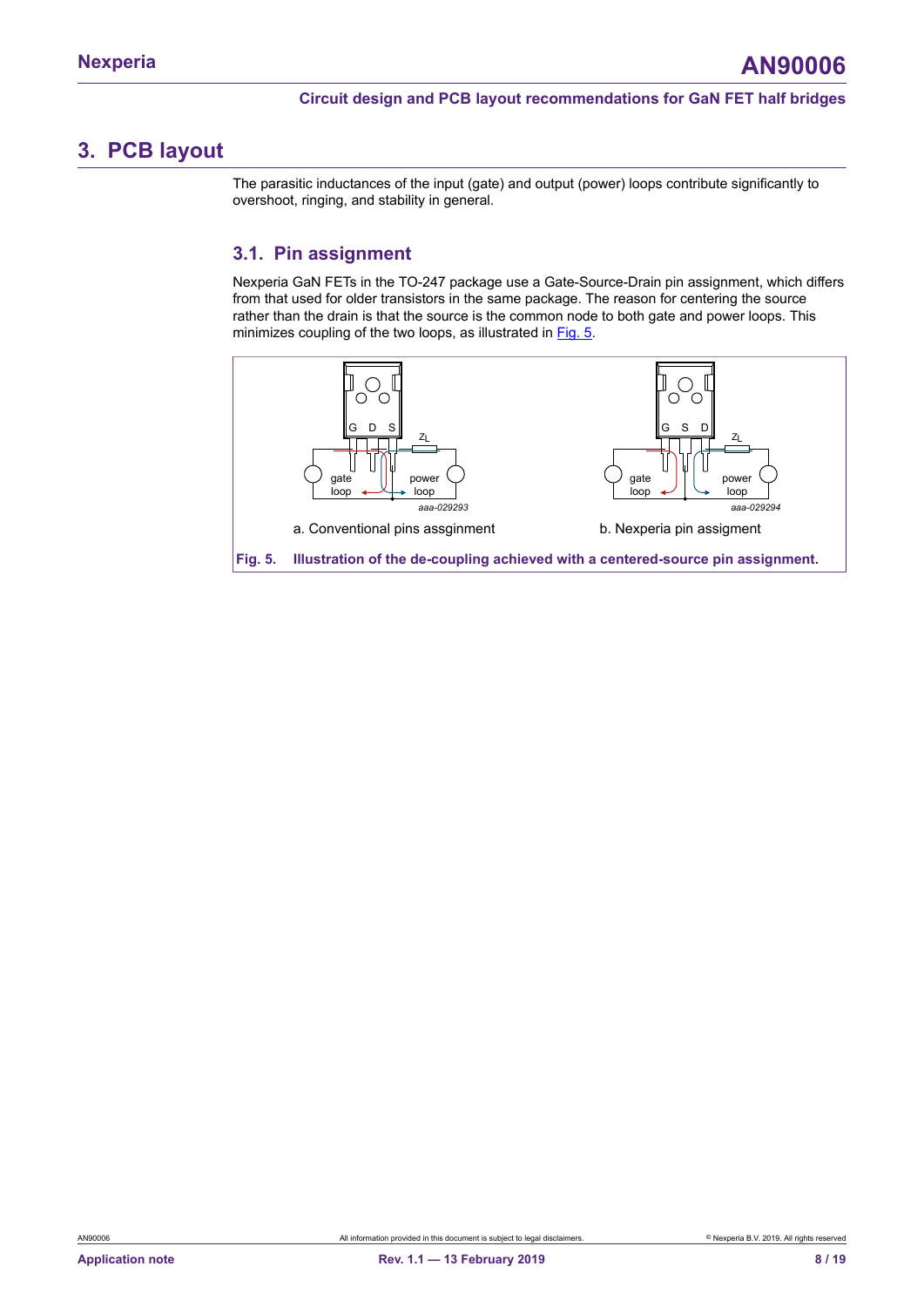# 3. PCB layout

The parasitic inductances of the input (gate) and output (power) loops contribute significantly to overshoot, ringing, and stability in general.

## 3.1. Pin assignment

Nexperia GaN FETs in the TO-247 package use a Gate-Source-Drain pin assignment, which differs from that used for older transistors in the same package. The reason for centering the source rather than the drain is that the source is the common node to both gate and power loops. This minimizes coupling of the two loops, as illustrated in Fig. 5.

a. Conventional pins assginment

b. Nexperia pin assigment

**Fig. 5. Illustration of the de-coupling achieved with a centered-source pin assignment.**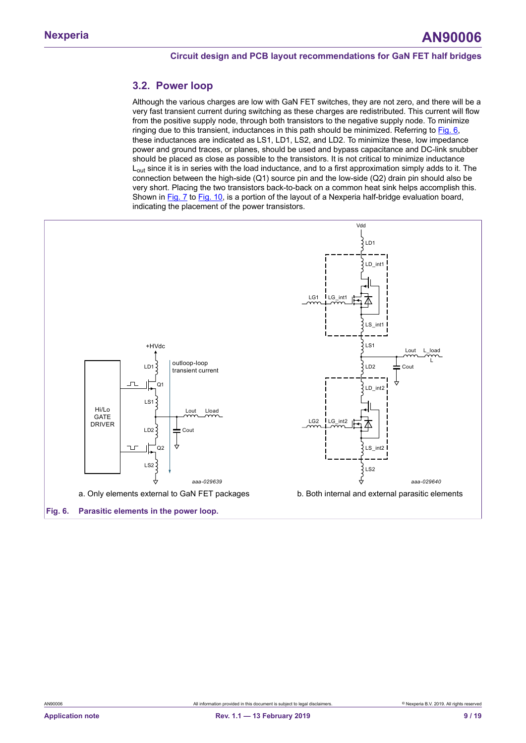## 3.2. Power loop

Although the various charges are low with GaN FET switches, they are not zero, and there will be a very fast transient current during switching as these charges are redistributed. This current will flow from the positive supply node, through both transistors to the negative supply node. To minimize ringing due to this transient, inductances in this path should be minimized. Referring to Fig. 6, these inductances are indicated as LS1, LD1, LS2, and LD2. To minimize these, low impedance power and ground traces, or planes, should be used and bypass capacitance and DC-link snubber should be placed as close as possible to the transistors. It is not critical to minimize inductance $L_{out}$ since it is in series with the load inductance, and to a first approximation simply adds to it. The connection between the high-side (Q1) source pin and the low-side (Q2) drain pin should also be very short. Placing the two transistors back-to-back on a common heat sink helps accomplish this. Shown in Fig. 7 to Fig. 10, is a portion of the layout of a Nexperia half-bridge evaluation board, indicating the placement of the power transistors.

a. Only elements external to GaN FET packages

b. Both internal and external parasitic elements

**Fig. 6. Parasitic elements in the power loop.**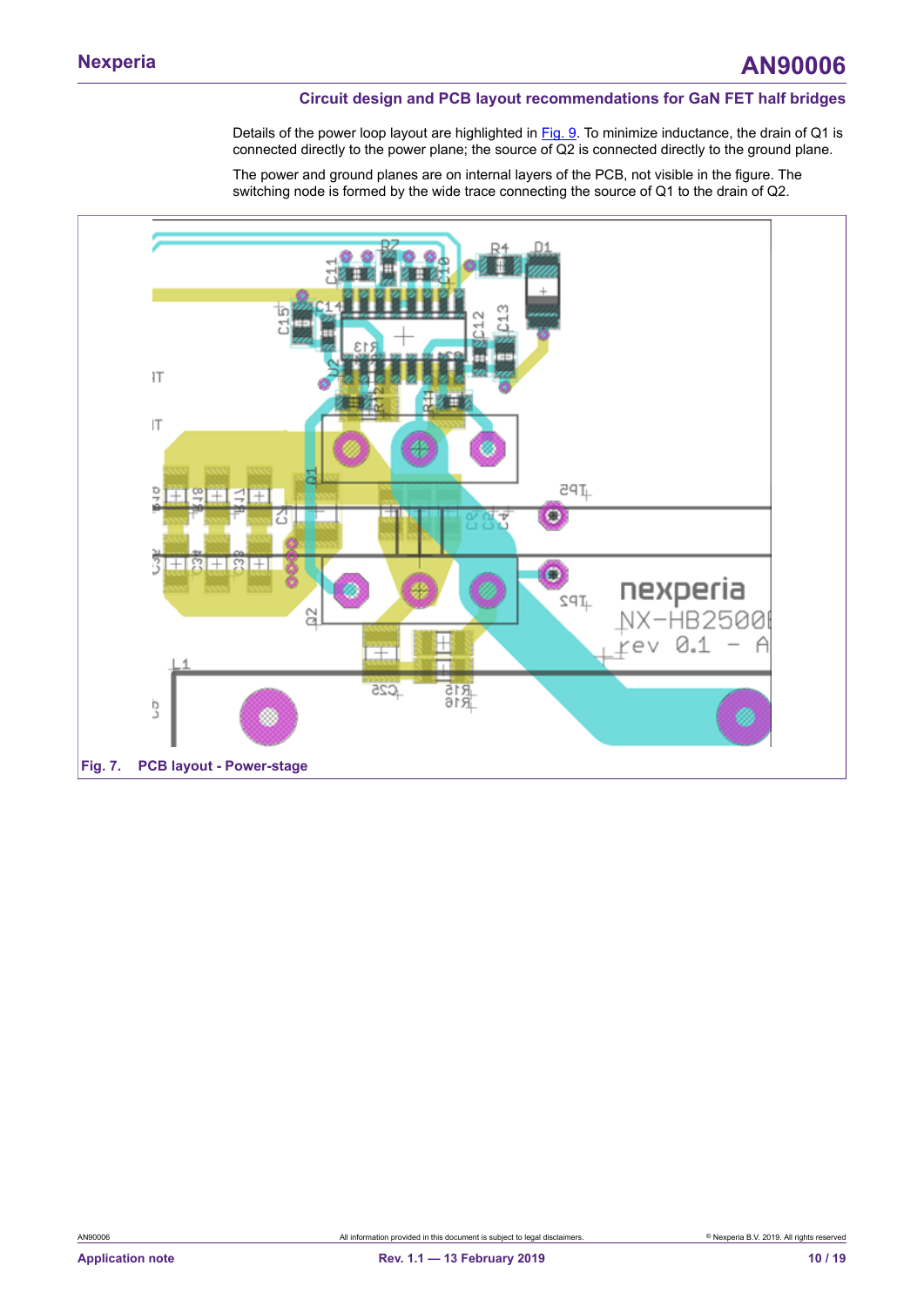Details of the power loop layout are highlighted in Fig. 9. To minimize inductance, the drain of Q1 is connected directly to the power plane; the source of Q2 is connected directly to the ground plane.

The power and ground planes are on internal layers of the PCB, not visible in the figure. The switching node is formed by the wide trace connecting the source of Q1 to the drain of Q2.

**Fig. 7. PCB layout - Power-stage**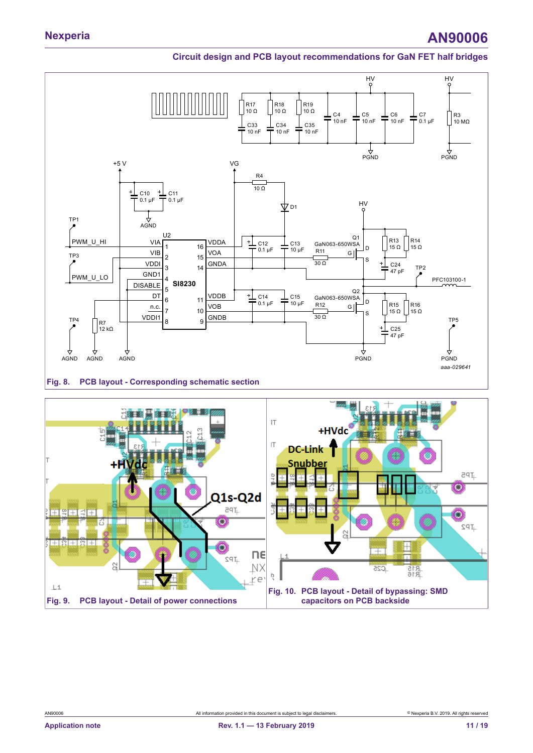Fig. 8. PCB layout - Corresponding schematic section

Fig. 9. PCB layout - Detail of power connections

Fig. 10. PCB layout - Detail of bypassing: SMD capacitors on PCB backside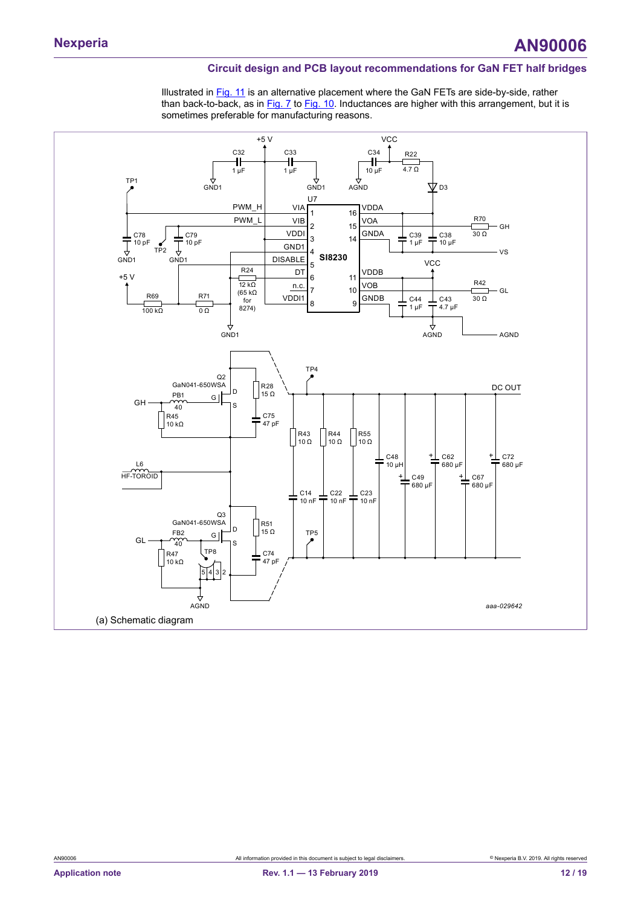Illustrated in Fig. 11 is an alternative placement where the GaN FETs are side-by-side, rather than back-to-back, as in Fig. 7 to Fig. 10. Inductances are higher with this arrangement, but it is sometimes preferable for manufacturing reasons.

(a) Schematic diagram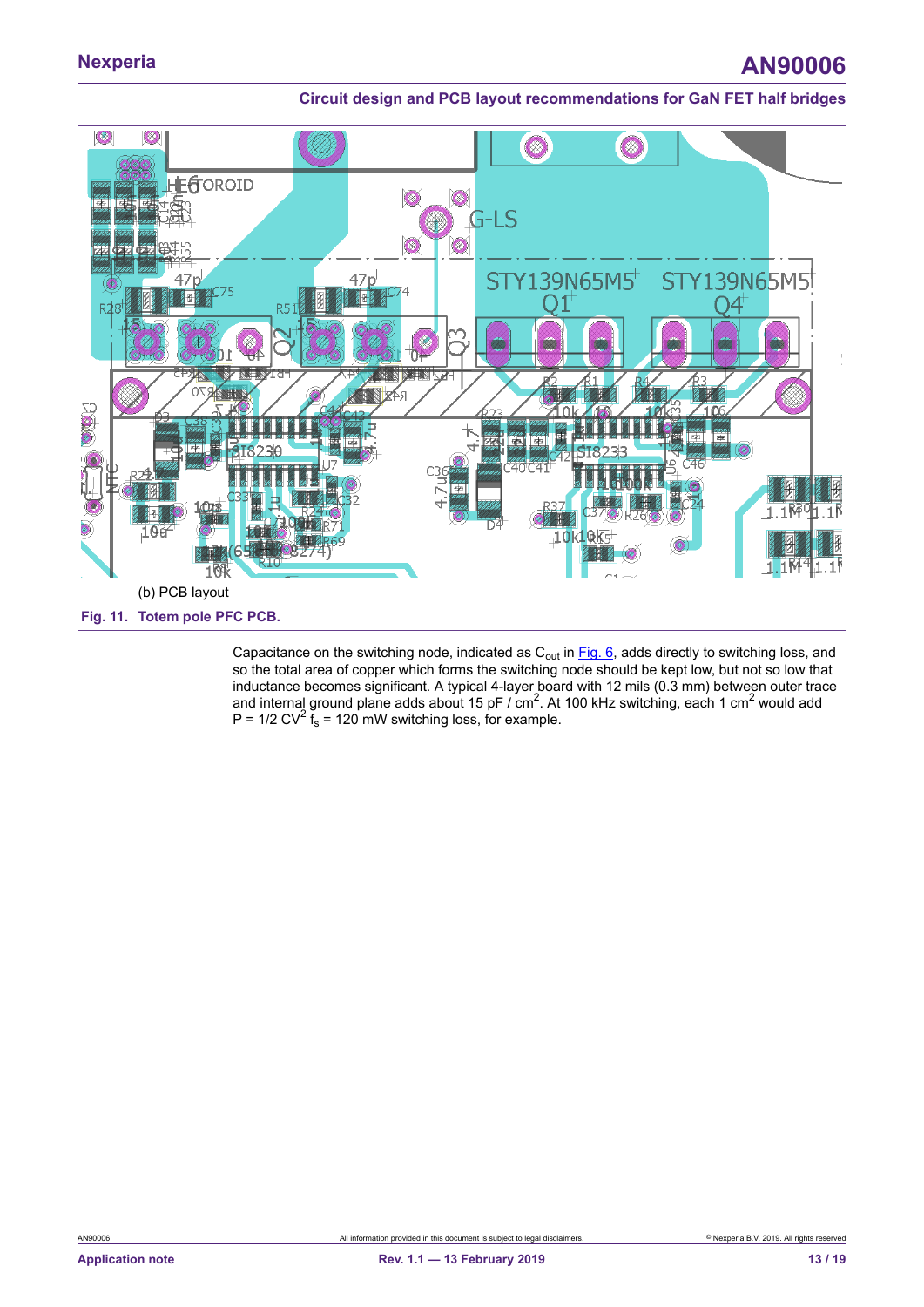(b) PCB layout

**Fig. 11. Totem pole PFC PCB.**

Capacitance on the switching node, indicated as $C_{out}$ in Fig. 6, adds directly to switching loss, and so the total area of copper which forms the switching node should be kept low, but not so low that inductance becomes significant. A typical 4-layer board with 12 mils (0.3 mm) between outer trace and internal ground plane adds about 15 pF / cm$^2$. At 100 kHz switching, each 1 cm$^2$ would add $P = 1/2\ CV^2\ f_s$ = 120 mW switching loss, for example.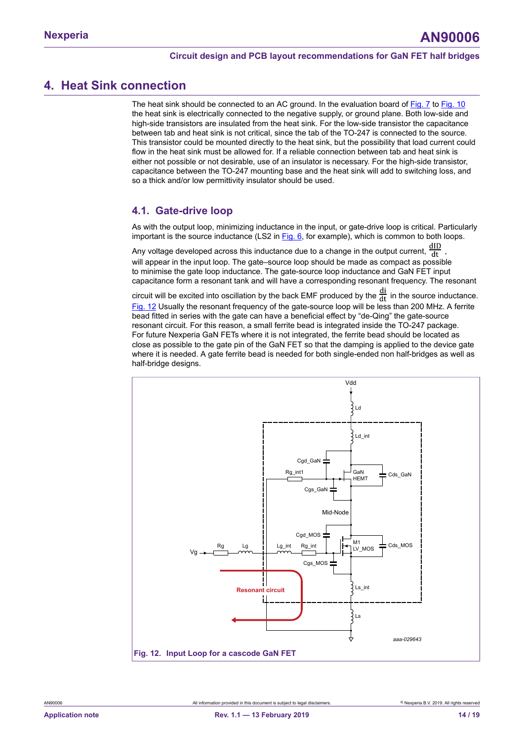# 4. Heat Sink connection

The heat sink should be connected to an AC ground. In the evaluation board of Fig. 7 to Fig. 10 the heat sink is electrically connected to the negative supply, or ground plane. Both low-side and high-side transistors are insulated from the heat sink. For the low-side transistor the capacitance between tab and heat sink is not critical, since the tab of the TO-247 is connected to the source. This transistor could be mounted directly to the heat sink, but the possibility that load current could flow in the heat sink must be allowed for. If a reliable connection between tab and heat sink is either not possible or not desirable, use of an insulator is necessary. For the high-side transistor, capacitance between the TO-247 mounting base and the heat sink will add to switching loss, and so a thick and/or low permittivity insulator should be used.

## 4.1. Gate-drive loop

As with the output loop, minimizing inductance in the input, or gate-drive loop is critical. Particularly important is the source inductance (LS2 in Fig. 6, for example), which is common to both loops.

Any voltage developed across this inductance due to a change in the output current, $\frac{dID}{dt}$, will appear in the input loop. The gate–source loop should be made as compact as possible to minimise the gate loop inductance. The gate-source loop inductance and GaN FET input capacitance form a resonant tank and will have a corresponding resonant frequency. The resonant circuit will be excited into oscillation by the back EMF produced by the $\frac{di}{dt}$ in the source inductance. Fig. 12 Usually the resonant frequency of the gate-source loop will be less than 200 MHz. A ferrite bead fitted in series with the gate can have a beneficial effect by “de-Qing” the gate-source resonant circuit. For this reason, a small ferrite bead is integrated inside the TO-247 package. For future Nexperia GaN FETs where it is not integrated, the ferrite bead should be located as close as possible to the gate pin of the GaN FET so that the damping is applied to the device gate where it is needed. A gate ferrite bead is needed for both single-ended non half-bridges as well as half-bridge designs.

Fig. 12. Input Loop for a cascode GaN FET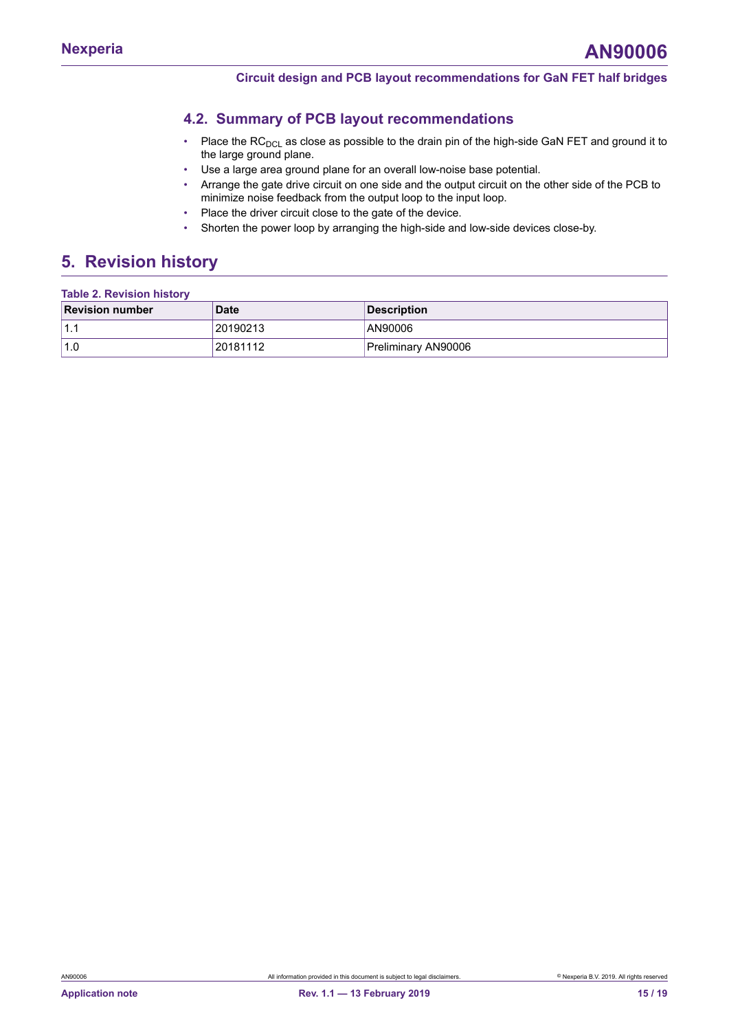### 4.2. Summary of PCB layout recommendations

- Place the $RC_{DCL}$ as close as possible to the drain pin of the high-side GaN FET and ground it to the large ground plane.
- Use a large area ground plane for an overall low-noise base potential.
- Arrange the gate drive circuit on one side and the output circuit on the other side of the PCB to minimize noise feedback from the output loop to the input loop.
- Place the driver circuit close to the gate of the device.
- Shorten the power loop by arranging the high-side and low-side devices close-by.

## 5. Revision history

**Table 2. Revision history**

| Revision number | Date | Description |
| --- | --- | --- |
| 1.1 | 20190213 | AN90006 |
| 1.0 | 20181112 | Preliminary AN90006 |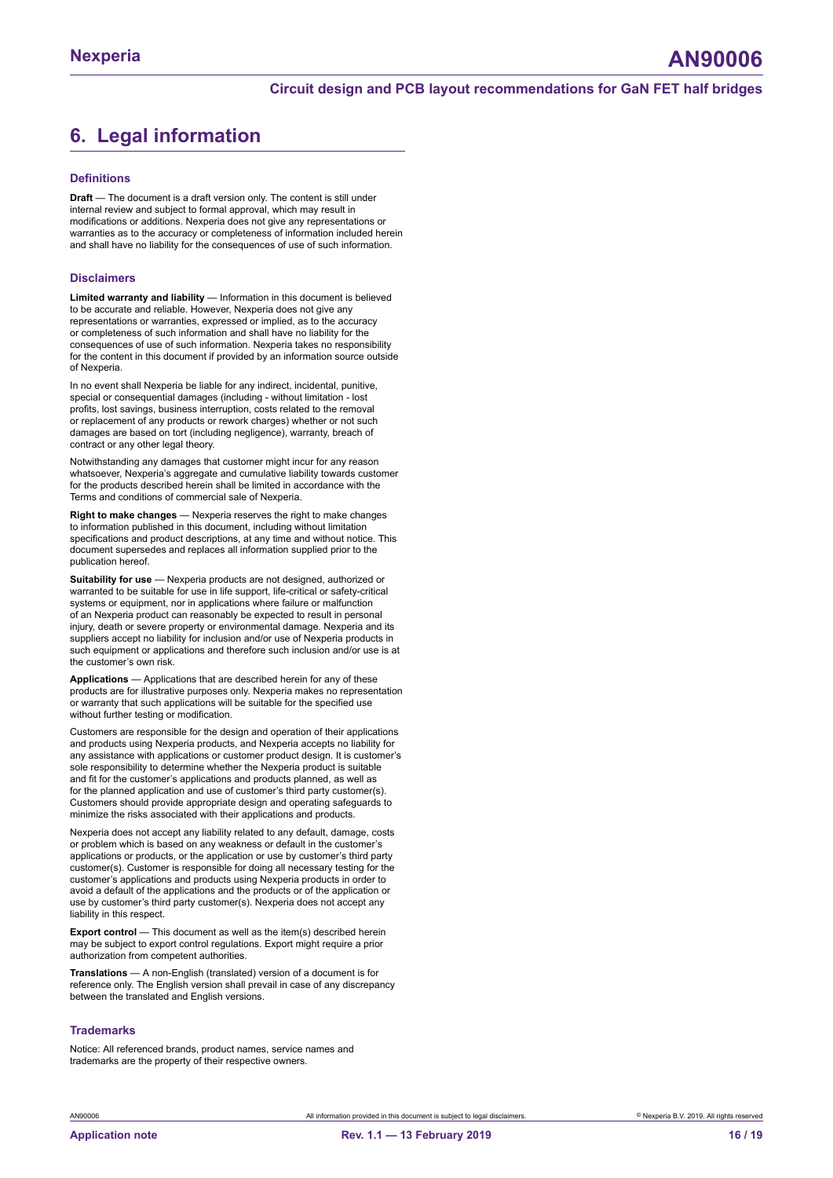# 6. Legal information

### Definitions

**Draft** — The document is a draft version only. The content is still under internal review and subject to formal approval, which may result in modifications or additions. Nexperia does not give any representations or warranties as to the accuracy or completeness of information included herein and shall have no liability for the consequences of use of such information.

### Disclaimers

**Limited warranty and liability** — Information in this document is believed to be accurate and reliable. However, Nexperia does not give any representations or warranties, expressed or implied, as to the accuracy or completeness of such information and shall have no liability for the consequences of use of such information. Nexperia takes no responsibility for the content in this document if provided by an information source outside of Nexperia.

In no event shall Nexperia be liable for any indirect, incidental, punitive, special or consequential damages (including - without limitation - lost profits, lost savings, business interruption, costs related to the removal or replacement of any products or rework charges) whether or not such damages are based on tort (including negligence), warranty, breach of contract or any other legal theory.

Notwithstanding any damages that customer might incur for any reason whatsoever, Nexperia's aggregate and cumulative liability towards customer for the products described herein shall be limited in accordance with the Terms and conditions of commercial sale of Nexperia.

**Right to make changes** — Nexperia reserves the right to make changes to information published in this document, including without limitation specifications and product descriptions, at any time and without notice. This document supersedes and replaces all information supplied prior to the publication hereof.

**Suitability for use** — Nexperia products are not designed, authorized or warranted to be suitable for use in life support, life-critical or safety-critical systems or equipment, nor in applications where failure or malfunction of an Nexperia product can reasonably be expected to result in personal injury, death or severe property or environmental damage. Nexperia and its suppliers accept no liability for inclusion and/or use of Nexperia products in such equipment or applications and therefore such inclusion and/or use is at the customer's own risk.

**Applications** — Applications that are described herein for any of these products are for illustrative purposes only. Nexperia makes no representation or warranty that such applications will be suitable for the specified use without further testing or modification.

Customers are responsible for the design and operation of their applications and products using Nexperia products, and Nexperia accepts no liability for any assistance with applications or customer product design. It is customer's sole responsibility to determine whether the Nexperia product is suitable and fit for the customer's applications and products planned, as well as for the planned application and use of customer's third party customer(s). Customers should provide appropriate design and operating safeguards to minimize the risks associated with their applications and products.

Nexperia does not accept any liability related to any default, damage, costs or problem which is based on any weakness or default in the customer's applications or products, or the application or use by customer's third party customer(s). Customer is responsible for doing all necessary testing for the customer's applications and products using Nexperia products in order to avoid a default of the applications and the products or of the application or use by customer's third party customer(s). Nexperia does not accept any liability in this respect.

**Export control** — This document as well as the item(s) described herein may be subject to export control regulations. Export might require a prior authorization from competent authorities.

**Translations** — A non-English (translated) version of a document is for reference only. The English version shall prevail in case of any discrepancy between the translated and English versions.

### Trademarks

Notice: All referenced brands, product names, service names and trademarks are the property of their respective owners.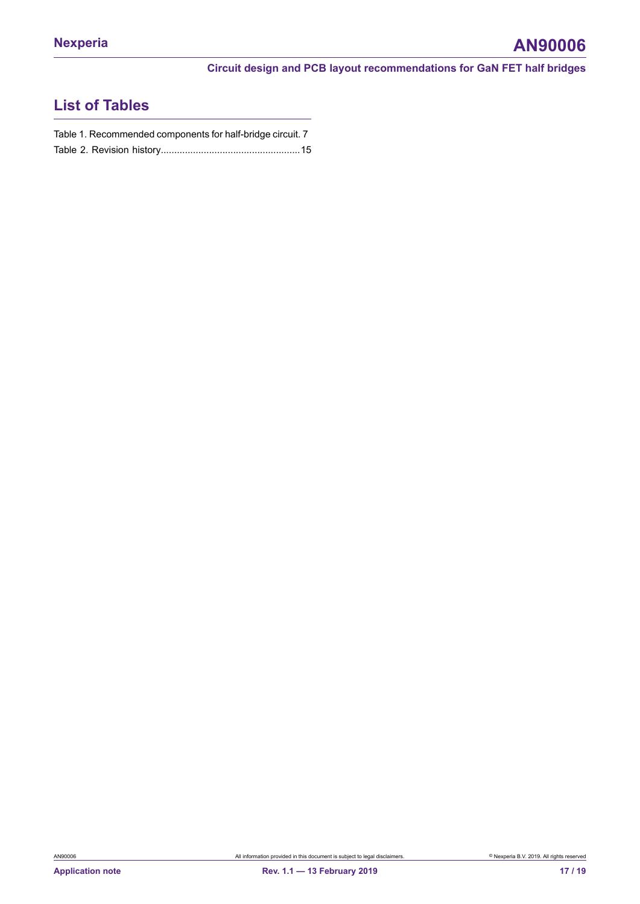## List of Tables

Table 1. Recommended components for half-bridge circuit. 7

Table 2. Revision history....................................................15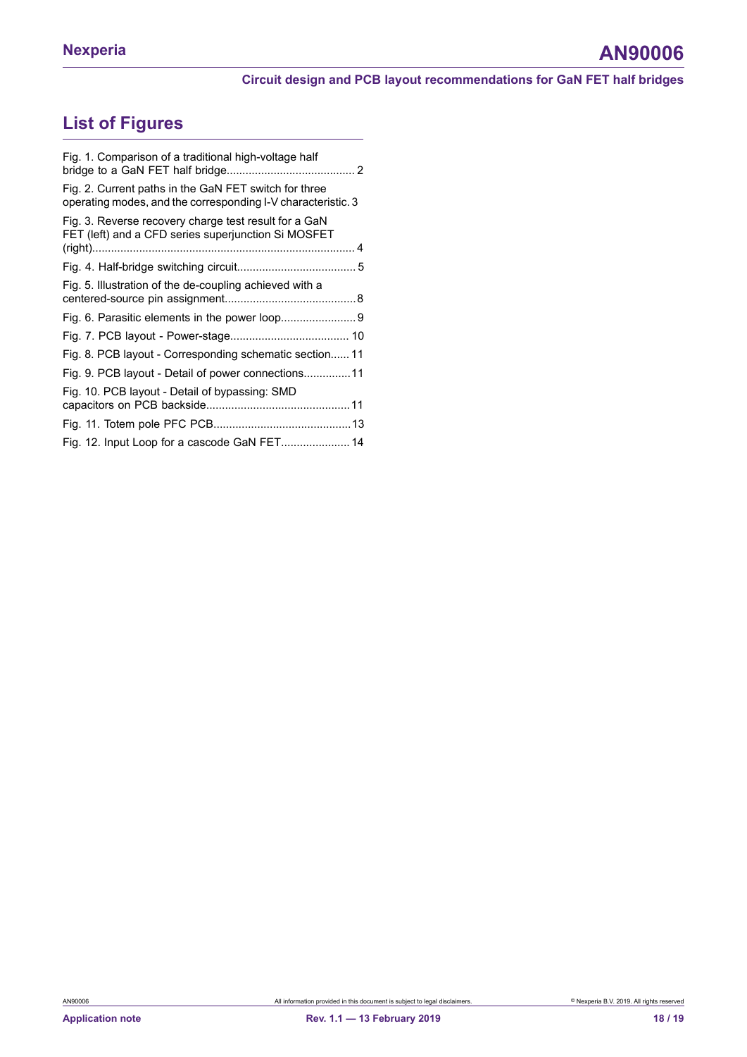## List of Figures

Fig. 1. Comparison of a traditional high-voltage half bridge to a GaN FET half bridge......................................... 2

Fig. 2. Current paths in the GaN FET switch for three operating modes, and the corresponding I-V characteristic. 3

Fig. 3. Reverse recovery charge test result for a GaN FET (left) and a CFD series superjunction Si MOSFET (right)................................................................................... 4

Fig. 4. Half-bridge switching circuit..................................... 5

Fig. 5. Illustration of the de-coupling achieved with a centered-source pin assignment.......................................... 8

Fig. 6. Parasitic elements in the power loop........................ 9

Fig. 7. PCB layout - Power-stage..................................... 10

Fig. 8. PCB layout - Corresponding schematic section...... 11

Fig. 9. PCB layout - Detail of power connections...............11

Fig. 10. PCB layout - Detail of bypassing: SMD capacitors on PCB backside.............................................11

Fig. 11. Totem pole PFC PCB...........................................13

Fig. 12. Input Loop for a cascode GaN FET...................... 14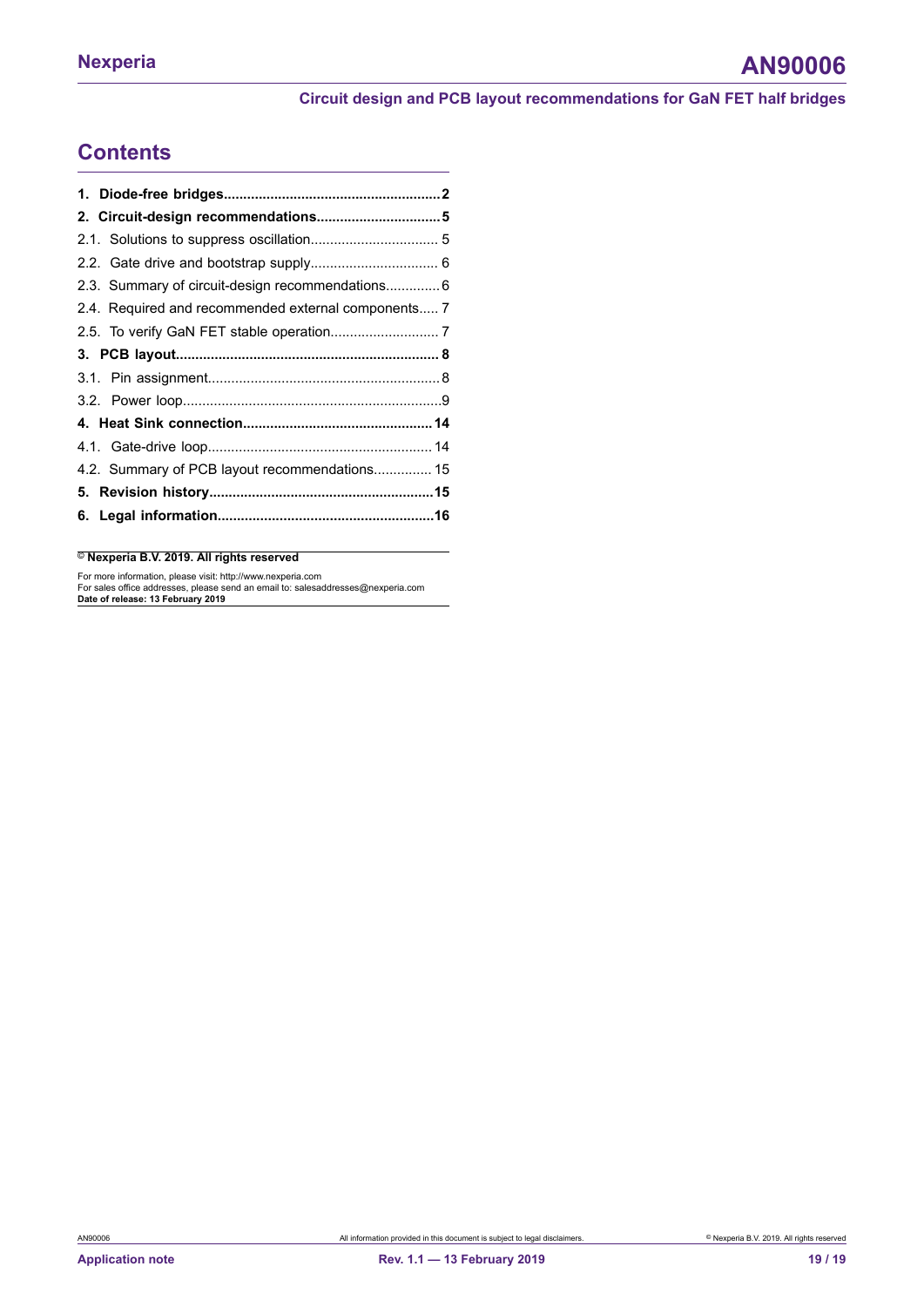## Contents

**1. Diode-free bridges........................................................2**

**2. Circuit-design recommendations................................5**

2.1. Solutions to suppress oscillation................................. 5

2.2. Gate drive and bootstrap supply................................. 6

2.3. Summary of circuit-design recommendations..............6

2.4. Required and recommended external components..... 7

2.5. To verify GaN FET stable operation............................ 7

**3. PCB layout.................................................................... 8**

3.1. Pin assignment............................................................8

3.2. Power loop...................................................................9

**4. Heat Sink connection................................................. 14**

4.1. Gate-drive loop.......................................................... 14

4.2. Summary of PCB layout recommendations............... 15

**5. Revision history..........................................................15**

**6. Legal information.......................................................16**

**© Nexperia B.V. 2019. All rights reserved**

For more information, please visit: http://www.nexperia.com
For sales office addresses, please send an email to: salesaddresses@nexperia.com
**Date of release: 13 February 2019**